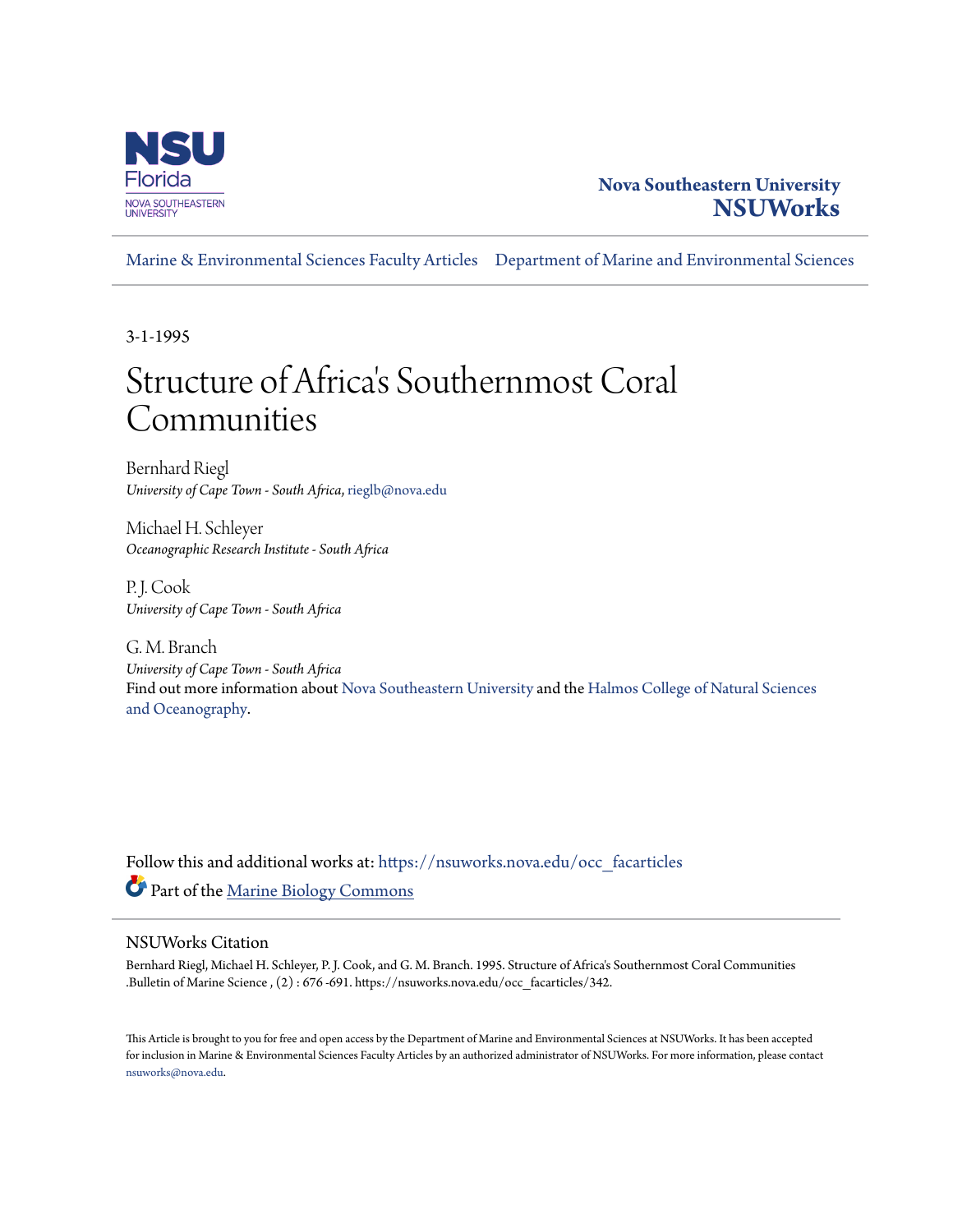Nova Southeastern University
**NSUWorks**

Marine & Environmental Sciences Faculty Articles | Department of Marine and Environmental Sciences

3-1-1995

# Structure of Africa's Southernmost Coral Communities

Bernhard Riegl
*University of Cape Town - South Africa*, rieglb@nova.edu

Michael H. Schleyer
*Oceanographic Research Institute - South Africa*

P. J. Cook
*University of Cape Town - South Africa*

G. M. Branch
*University of Cape Town - South Africa*

Find out more information about Nova Southeastern University and the Halmos College of Natural Sciences and Oceanography.

Follow this and additional works at: https://nsuworks.nova.edu/occ_facarticles

Part of the Marine Biology Commons

## NSUWorks Citation

Bernhard Riegl, Michael H. Schleyer, P. J. Cook, and G. M. Branch. 1995. Structure of Africa's Southernmost Coral Communities .Bulletin of Marine Science , (2) : 676 -691. https://nsuworks.nova.edu/occ_facarticles/342.

This Article is brought to you for free and open access by the Department of Marine and Environmental Sciences at NSUWorks. It has been accepted for inclusion in Marine & Environmental Sciences Faculty Articles by an authorized administrator of NSUWorks. For more information, please contact nsuworks@nova.edu.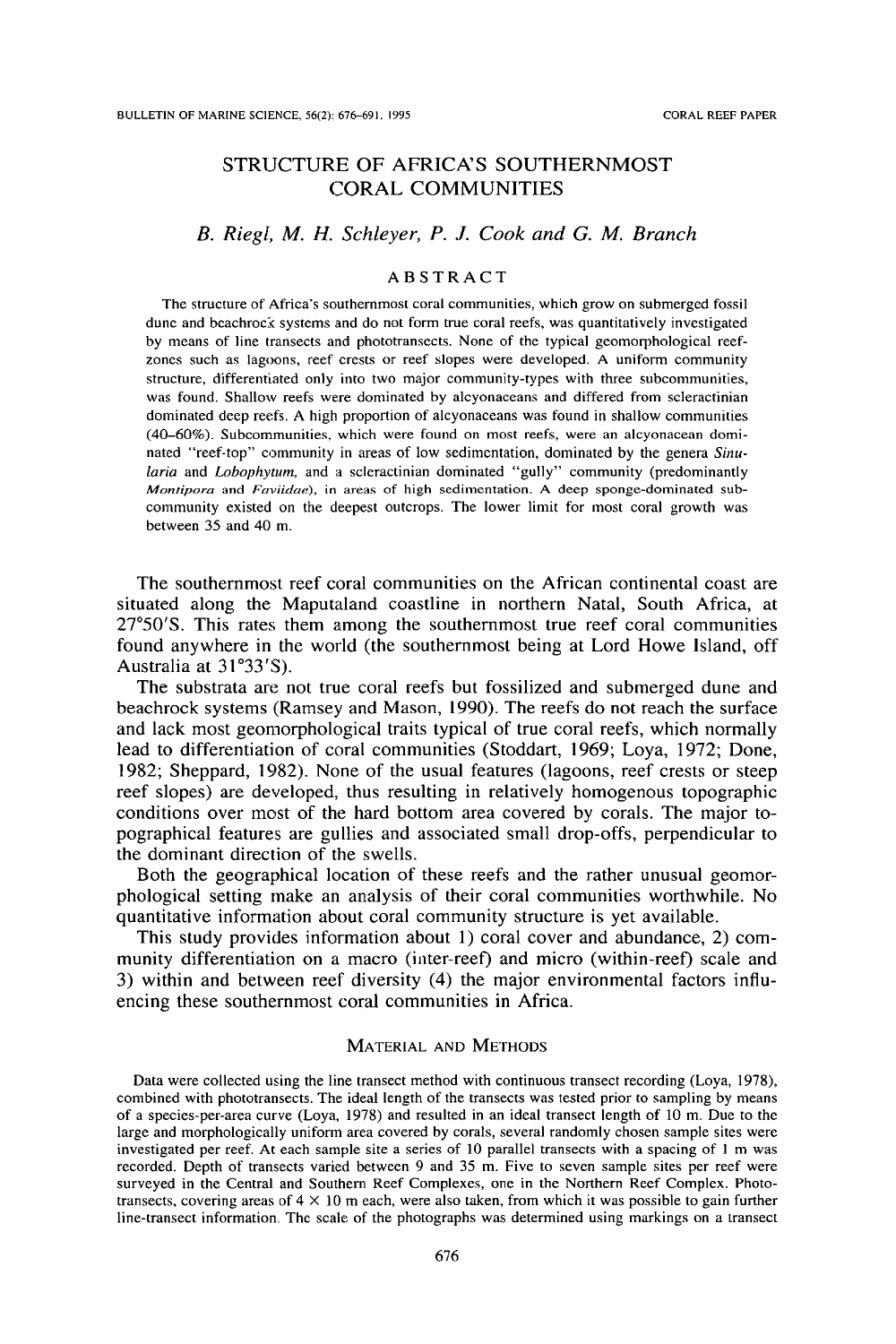# STRUCTURE OF AFRICA'S SOUTHERNMOST CORAL COMMUNITIES

*B. Riegl, M. H. Schleyer, P. J. Cook and G. M. Branch*

## ABSTRACT

The structure of Africa's southernmost coral communities, which grow on submerged fossil dune and beachrock systems and do not form true coral reefs, was quantitatively investigated by means of line transects and phototransects. None of the typical geomorphological reef-zones such as lagoons, reef crests or reef slopes were developed. A uniform community structure, differentiated only into two major community-types with three subcommunities, was found. Shallow reefs were dominated by alcyonaceans and differed from scleractinian dominated deep reefs. A high proportion of alcyonaceans was found in shallow communities (40–60%). Subcommunities, which were found on most reefs, were an alcyonacean dominated "reef-top" community in areas of low sedimentation, dominated by the genera *Sinularia* and *Lobophytum*, and a scleractinian dominated "gully" community (predominantly *Montipora* and *Faviidae*), in areas of high sedimentation. A deep sponge-dominated subcommunity existed on the deepest outcrops. The lower limit for most coral growth was between 35 and 40 m.

The southernmost reef coral communities on the African continental coast are situated along the Maputaland coastline in northern Natal, South Africa, at 27°50′S. This rates them among the southernmost true reef coral communities found anywhere in the world (the southernmost being at Lord Howe Island, off Australia at 31°33′S).

The substrata are not true coral reefs but fossilized and submerged dune and beachrock systems (Ramsey and Mason, 1990). The reefs do not reach the surface and lack most geomorphological traits typical of true coral reefs, which normally lead to differentiation of coral communities (Stoddart, 1969; Loya, 1972; Done, 1982; Sheppard, 1982). None of the usual features (lagoons, reef crests or steep reef slopes) are developed, thus resulting in relatively homogenous topographic conditions over most of the hard bottom area covered by corals. The major topographical features are gullies and associated small drop-offs, perpendicular to the dominant direction of the swells.

Both the geographical location of these reefs and the rather unusual geomorphological setting make an analysis of their coral communities worthwhile. No quantitative information about coral community structure is yet available.

This study provides information about 1) coral cover and abundance, 2) community differentiation on a macro (inter-reef) and micro (within-reef) scale and 3) within and between reef diversity (4) the major environmental factors influencing these southernmost coral communities in Africa.

## MATERIAL AND METHODS

Data were collected using the line transect method with continuous transect recording (Loya, 1978), combined with phototransects. The ideal length of the transects was tested prior to sampling by means of a species-per-area curve (Loya, 1978) and resulted in an ideal transect length of 10 m. Due to the large and morphologically uniform area covered by corals, several randomly chosen sample sites were investigated per reef. At each sample site a series of 10 parallel transects with a spacing of 1 m was recorded. Depth of transects varied between 9 and 35 m. Five to seven sample sites per reef were surveyed in the Central and Southern Reef Complexes, one in the Northern Reef Complex. Phototransects, covering areas of 4 × 10 m each, were also taken, from which it was possible to gain further line-transect information. The scale of the photographs was determined using markings on a transect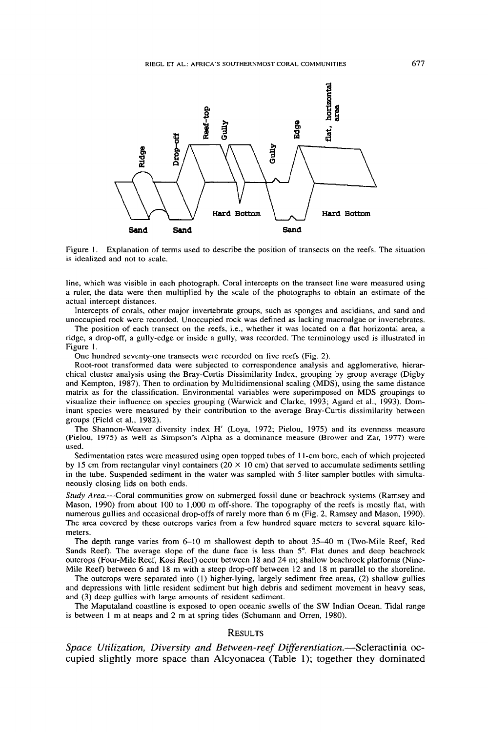Figure 1. Explanation of terms used to describe the position of transects on the reefs. The situation is idealized and not to scale.

line, which was visible in each photograph. Coral intercepts on the transect line were measured using a ruler, the data were then multiplied by the scale of the photographs to obtain an estimate of the actual intercept distances.

Intercepts of corals, other major invertebrate groups, such as sponges and ascidians, and sand and unoccupied rock were recorded. Unoccupied rock was defined as lacking macroalgae or invertebrates.

The position of each transect on the reefs, i.e., whether it was located on a flat horizontal area, a ridge, a drop-off, a gully-edge or inside a gully, was recorded. The terminology used is illustrated in Figure 1.

One hundred seventy-one transects were recorded on five reefs (Fig. 2).

Root-root transformed data were subjected to correspondence analysis and agglomerative, hierarchical cluster analysis using the Bray-Curtis Dissimilarity Index, grouping by group average (Digby and Kempton, 1987). Then to ordination by Multidimensional scaling (MDS), using the same distance matrix as for the classification. Environmental variables were superimposed on MDS groupings to visualize their influence on species grouping (Warwick and Clarke, 1993; Agard et al., 1993). Dominant species were measured by their contribution to the average Bray-Curtis dissimilarity between groups (Field et al., 1982).

The Shannon-Weaver diversity index H′ (Loya, 1972; Pielou, 1975) and its evenness measure (Pielou, 1975) as well as Simpson's Alpha as a dominance measure (Brower and Zar, 1977) were used.

Sedimentation rates were measured using open topped tubes of 11-cm bore, each of which projected by 15 cm from rectangular vinyl containers (20 × 10 cm) that served to accumulate sediments settling in the tube. Suspended sediment in the water was sampled with 5-liter sampler bottles with simultaneously closing lids on both ends.

*Study Area.*—Coral communities grow on submerged fossil dune or beachrock systems (Ramsey and Mason, 1990) from about 100 to 1,000 m off-shore. The topography of the reefs is mostly flat, with numerous gullies and occasional drop-offs of rarely more than 6 m (Fig. 2, Ramsey and Mason, 1990). The area covered by these outcrops varies from a few hundred square meters to several square kilometers.

The depth range varies from 6–10 m shallowest depth to about 35–40 m (Two-Mile Reef, Red Sands Reef). The average slope of the dune face is less than 5°. Flat dunes and deep beachrock outcrops (Four-Mile Reef, Kosi Reef) occur between 18 and 24 m; shallow beachrock platforms (Nine-Mile Reef) between 6 and 18 m with a steep drop-off between 12 and 18 m parallel to the shoreline.

The outcrops were separated into (1) higher-lying, largely sediment free areas, (2) shallow gullies and depressions with little resident sediment but high debris and sediment movement in heavy seas, and (3) deep gullies with large amounts of resident sediment.

The Maputaland coastline is exposed to open oceanic swells of the SW Indian Ocean. Tidal range is between 1 m at neaps and 2 m at spring tides (Schumann and Orren, 1980).

## Results

*Space Utilization, Diversity and Between-reef Differentiation.*—Scleractinia occupied slightly more space than Alcyonacea (Table 1); together they dominated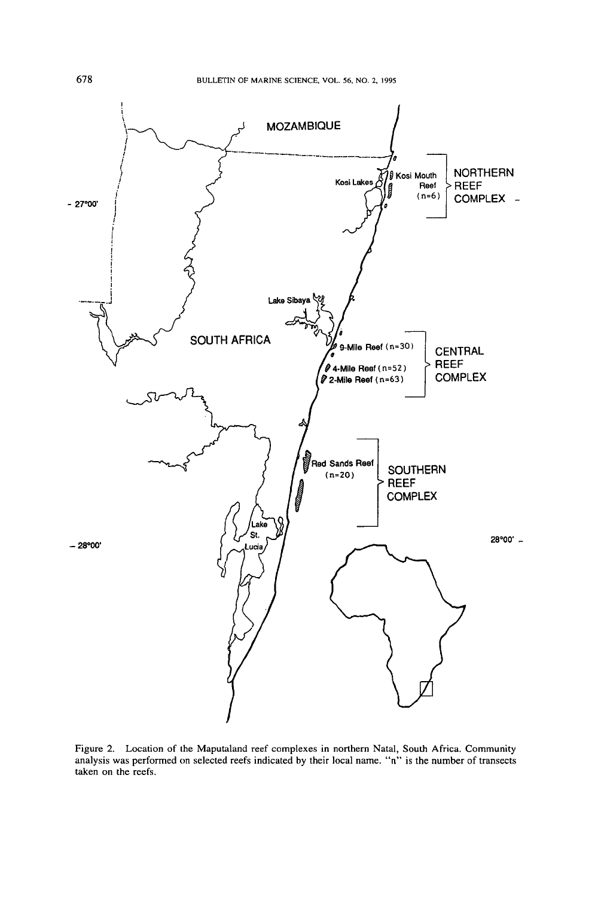Figure 2. Location of the Maputaland reef complexes in northern Natal, South Africa. Community analysis was performed on selected reefs indicated by their local name. "n" is the number of transects taken on the reefs.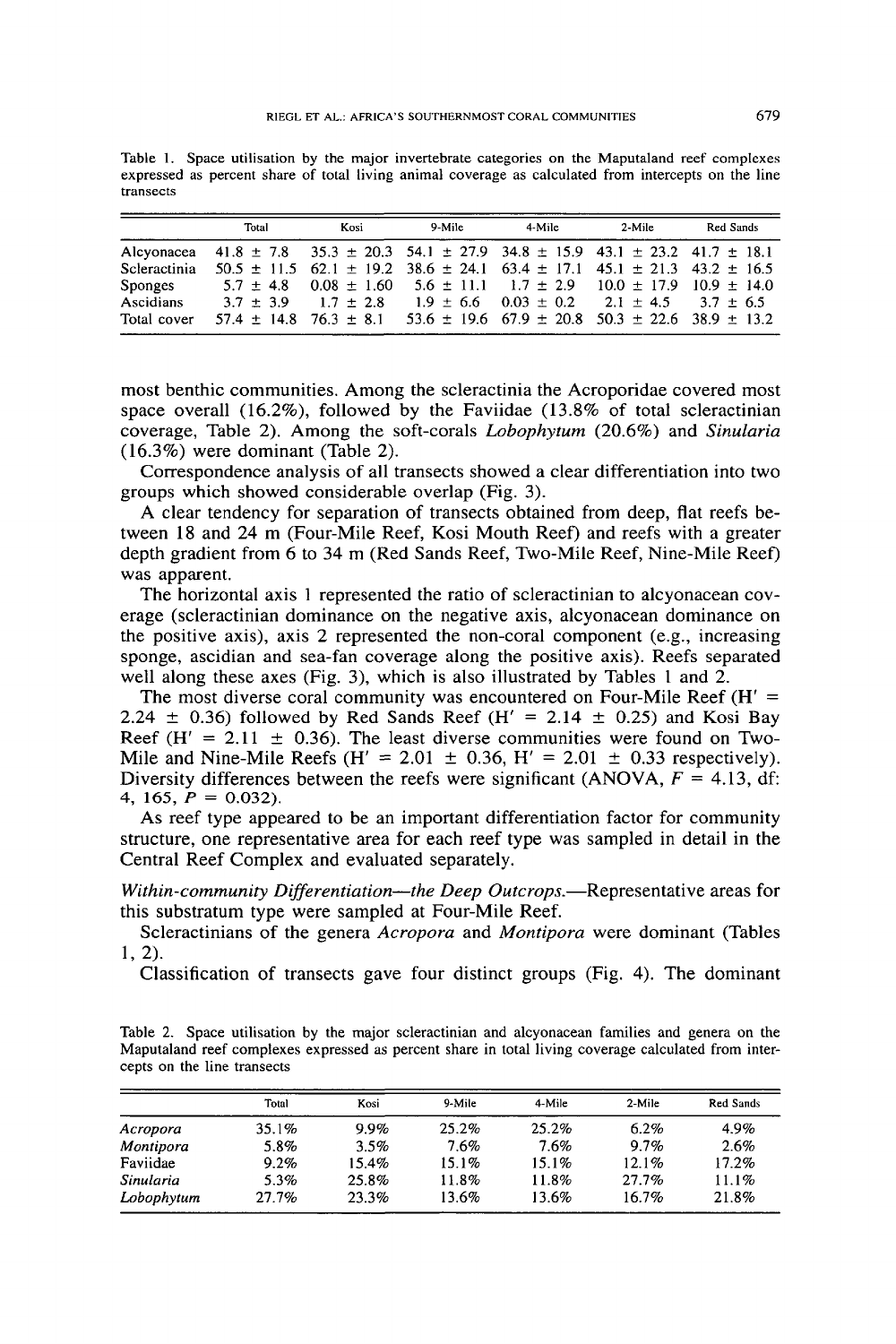Table 1. Space utilisation by the major invertebrate categories on the Maputaland reef complexes expressed as percent share of total living animal coverage as calculated from intercepts on the line transects

| | Total | Kosi | 9-Mile | 4-Mile | 2-Mile | Red Sands |
|---|---|---|---|---|---|---|
| Alcyonacea | 41.8 ± 7.8 | 35.3 ± 20.3 | 54.1 ± 27.9 | 34.8 ± 15.9 | 43.1 ± 23.2 | 41.7 ± 18.1 |
| Scleractinia | 50.5 ± 11.5 | 62.1 ± 19.2 | 38.6 ± 24.1 | 63.4 ± 17.1 | 45.1 ± 21.3 | 43.2 ± 16.5 |
| Sponges | 5.7 ± 4.8 | 0.08 ± 1.60 | 5.6 ± 11.1 | 1.7 ± 2.9 | 10.0 ± 17.9 | 10.9 ± 14.0 |
| Ascidians | 3.7 ± 3.9 | 1.7 ± 2.8 | 1.9 ± 6.6 | 0.03 ± 0.2 | 2.1 ± 4.5 | 3.7 ± 6.5 |
| Total cover | 57.4 ± 14.8 | 76.3 ± 8.1 | 53.6 ± 19.6 | 67.9 ± 20.8 | 50.3 ± 22.6 | 38.9 ± 13.2 |

most benthic communities. Among the scleractinia the Acroporidae covered most space overall (16.2%), followed by the Faviidae (13.8% of total scleractinian coverage, Table 2). Among the soft-corals *Lobophytum* (20.6%) and *Sinularia* (16.3%) were dominant (Table 2).

Correspondence analysis of all transects showed a clear differentiation into two groups which showed considerable overlap (Fig. 3).

A clear tendency for separation of transects obtained from deep, flat reefs between 18 and 24 m (Four-Mile Reef, Kosi Mouth Reef) and reefs with a greater depth gradient from 6 to 34 m (Red Sands Reef, Two-Mile Reef, Nine-Mile Reef) was apparent.

The horizontal axis 1 represented the ratio of scleractinian to alcyonacean coverage (scleractinian dominance on the negative axis, alcyonacean dominance on the positive axis), axis 2 represented the non-coral component (e.g., increasing sponge, ascidian and sea-fan coverage along the positive axis). Reefs separated well along these axes (Fig. 3), which is also illustrated by Tables 1 and 2.

The most diverse coral community was encountered on Four-Mile Reef ($H' = 2.24 \pm 0.36$) followed by Red Sands Reef ($H' = 2.14 \pm 0.25$) and Kosi Bay Reef ($H' = 2.11 \pm 0.36$). The least diverse communities were found on Two-Mile and Nine-Mile Reefs ($H' = 2.01 \pm 0.36$, $H' = 2.01 \pm 0.33$ respectively). Diversity differences between the reefs were significant (ANOVA, $F = 4.13$, df: 4, 165, $P = 0.032$).

As reef type appeared to be an important differentiation factor for community structure, one representative area for each reef type was sampled in detail in the Central Reef Complex and evaluated separately.

*Within-community Differentiation—the Deep Outcrops.*—Representative areas for this substratum type were sampled at Four-Mile Reef.

Scleractinians of the genera *Acropora* and *Montipora* were dominant (Tables 1, 2).

Classification of transects gave four distinct groups (Fig. 4). The dominant

Table 2. Space utilisation by the major scleractinian and alcyonacean families and genera on the Maputaland reef complexes expressed as percent share in total living coverage calculated from intercepts on the line transects

| | Total | Kosi | 9-Mile | 4-Mile | 2-Mile | Red Sands |
|---|---|---|---|---|---|---|
| *Acropora* | 35.1% | 9.9% | 25.2% | 25.2% | 6.2% | 4.9% |
| *Montipora* | 5.8% | 3.5% | 7.6% | 7.6% | 9.7% | 2.6% |
| Faviidae | 9.2% | 15.4% | 15.1% | 15.1% | 12.1% | 17.2% |
| *Sinularia* | 5.3% | 25.8% | 11.8% | 11.8% | 27.7% | 11.1% |
| *Lobophytum* | 27.7% | 23.3% | 13.6% | 13.6% | 16.7% | 21.8% |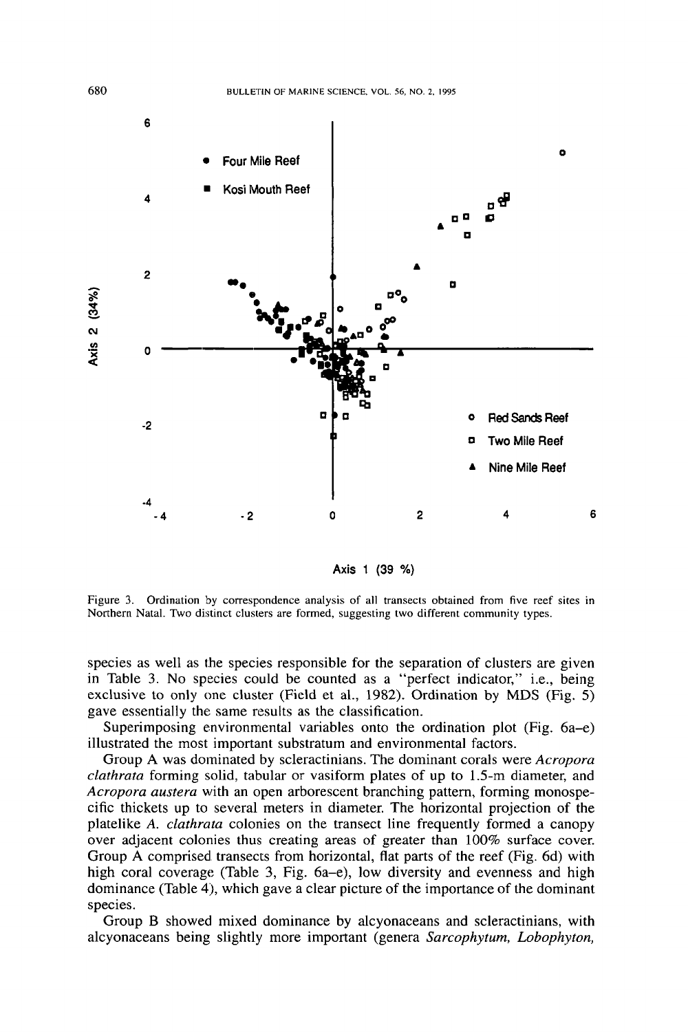Figure 3. Ordination by correspondence analysis of all transects obtained from five reef sites in Northern Natal. Two distinct clusters are formed, suggesting two different community types.

species as well as the species responsible for the separation of clusters are given in Table 3. No species could be counted as a "perfect indicator," i.e., being exclusive to only one cluster (Field et al., 1982). Ordination by MDS (Fig. 5) gave essentially the same results as the classification.

Superimposing environmental variables onto the ordination plot (Fig. 6a–e) illustrated the most important substratum and environmental factors.

Group A was dominated by scleractinians. The dominant corals were *Acropora clathrata* forming solid, tabular or vasiform plates of up to 1.5-m diameter, and *Acropora austera* with an open arborescent branching pattern, forming monospecific thickets up to several meters in diameter. The horizontal projection of the platelike *A. clathrata* colonies on the transect line frequently formed a canopy over adjacent colonies thus creating areas of greater than 100% surface cover. Group A comprised transects from horizontal, flat parts of the reef (Fig. 6d) with high coral coverage (Table 3, Fig. 6a–e), low diversity and evenness and high dominance (Table 4), which gave a clear picture of the importance of the dominant species.

Group B showed mixed dominance by alcyonaceans and scleractinians, with alcyonaceans being slightly more important (genera *Sarcophytum, Lobophyton,*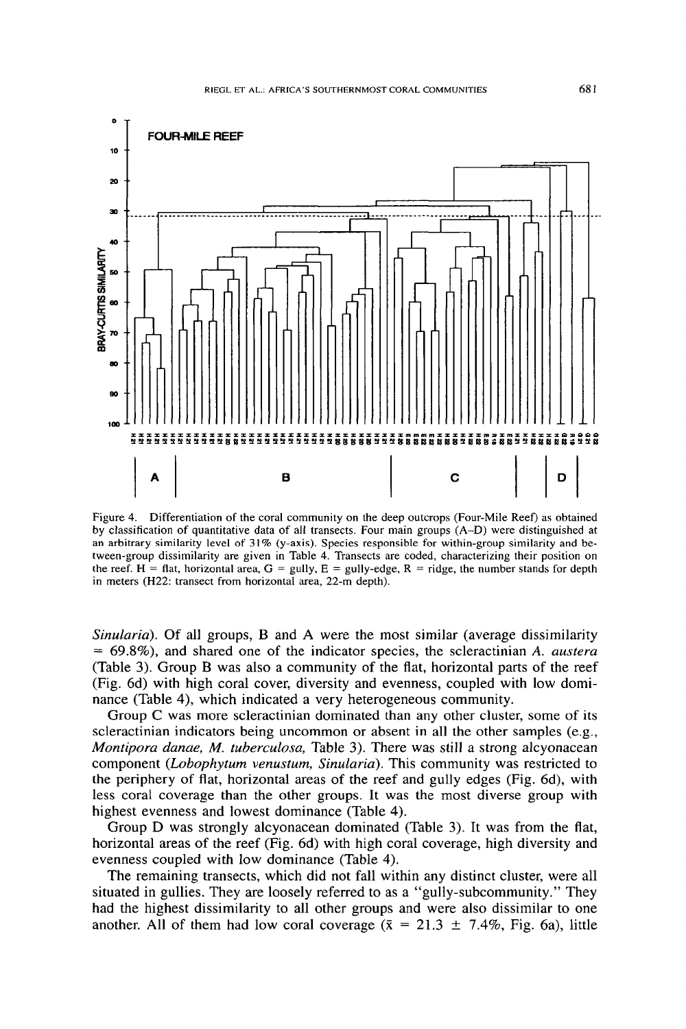Figure 4. Differentiation of the coral community on the deep outcrops (Four-Mile Reef) as obtained by classification of quantitative data of all transects. Four main groups (A–D) were distinguished at an arbitrary similarity level of 31% (y-axis). Species responsible for within-group similarity and between-group dissimilarity are given in Table 4. Transects are coded, characterizing their position on the reef. H = flat, horizontal area, G = gully, E = gully-edge, R = ridge, the number stands for depth in meters (H22: transect from horizontal area, 22-m depth).

*Sinularia*). Of all groups, B and A were the most similar (average dissimilarity = 69.8%), and shared one of the indicator species, the scleractinian *A. austera* (Table 3). Group B was also a community of the flat, horizontal parts of the reef (Fig. 6d) with high coral cover, diversity and evenness, coupled with low dominance (Table 4), which indicated a very heterogeneous community.

Group C was more scleractinian dominated than any other cluster, some of its scleractinian indicators being uncommon or absent in all the other samples (e.g., *Montipora danae, M. tuberculosa,* Table 3). There was still a strong alcyonacean component (*Lobophytum venustum, Sinularia*). This community was restricted to the periphery of flat, horizontal areas of the reef and gully edges (Fig. 6d), with less coral coverage than the other groups. It was the most diverse group with highest evenness and lowest dominance (Table 4).

Group D was strongly alcyonacean dominated (Table 3). It was from the flat, horizontal areas of the reef (Fig. 6d) with high coral coverage, high diversity and evenness coupled with low dominance (Table 4).

The remaining transects, which did not fall within any distinct cluster, were all situated in gullies. They are loosely referred to as a "gully-subcommunity." They had the highest dissimilarity to all other groups and were also dissimilar to one another. All of them had low coral coverage ($\bar{x} = 21.3 \pm 7.4\%$, Fig. 6a), little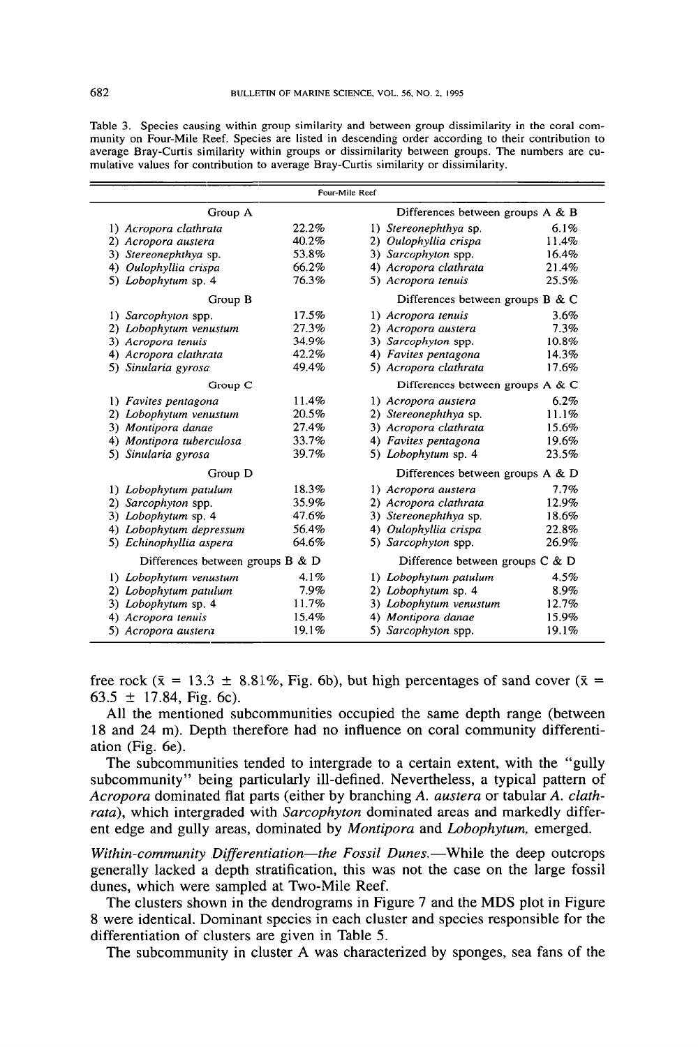Table 3. Species causing within group similarity and between group dissimilarity in the coral community on Four-Mile Reef. Species are listed in descending order according to their contribution to average Bray-Curtis similarity within groups or dissimilarity between groups. The numbers are cumulative values for contribution to average Bray-Curtis similarity or dissimilarity.

| Four-Mile Reef | | | |
|---|---|---|---|
| **Group A** | | **Differences between groups A & B** | |
| 1) *Acropora clathrata* | 22.2% | 1) *Stereonephthya* sp. | 6.1% |
| 2) *Acropora austera* | 40.2% | 2) *Oulophyllia crispa* | 11.4% |
| 3) *Stereonephthya* sp. | 53.8% | 3) *Sarcophyton* spp. | 16.4% |
| 4) *Oulophyllia crispa* | 66.2% | 4) *Acropora clathrata* | 21.4% |
| 5) *Lobophytum* sp. 4 | 76.3% | 5) *Acropora tenuis* | 25.5% |
| **Group B** | | **Differences between groups B & C** | |
| 1) *Sarcophyton* spp. | 17.5% | 1) *Acropora tenuis* | 3.6% |
| 2) *Lobophytum venustum* | 27.3% | 2) *Acropora austera* | 7.3% |
| 3) *Acropora tenuis* | 34.9% | 3) *Sarcophyton* spp. | 10.8% |
| 4) *Acropora clathrata* | 42.2% | 4) *Favites pentagona* | 14.3% |
| 5) *Sinularia gyrosa* | 49.4% | 5) *Acropora clathrata* | 17.6% |
| **Group C** | | **Differences between groups A & C** | |
| 1) *Favites pentagona* | 11.4% | 1) *Acropora austera* | 6.2% |
| 2) *Lobophytum venustum* | 20.5% | 2) *Stereonephthya* sp. | 11.1% |
| 3) *Montipora danae* | 27.4% | 3) *Acropora clathrata* | 15.6% |
| 4) *Montipora tuberculosa* | 33.7% | 4) *Favites pentagona* | 19.6% |
| 5) *Sinularia gyrosa* | 39.7% | 5) *Lobophytum* sp. 4 | 23.5% |
| **Group D** | | **Differences between groups A & D** | |
| 1) *Lobophytum patulum* | 18.3% | 1) *Acropora austera* | 7.7% |
| 2) *Sarcophyton* spp. | 35.9% | 2) *Acropora clathrata* | 12.9% |
| 3) *Lobophytum* sp. 4 | 47.6% | 3) *Stereonephthya* sp. | 18.6% |
| 4) *Lobophytum depressum* | 56.4% | 4) *Oulophyllia crispa* | 22.8% |
| 5) *Echinophyllia aspera* | 64.6% | 5) *Sarcophyton* spp. | 26.9% |
| **Differences between groups B & D** | | **Difference between groups C & D** | |
| 1) *Lobophytum venustum* | 4.1% | 1) *Lobophytum patulum* | 4.5% |
| 2) *Lobophytum patulum* | 7.9% | 2) *Lobophytum* sp. 4 | 8.9% |
| 3) *Lobophytum* sp. 4 | 11.7% | 3) *Lobophytum venustum* | 12.7% |
| 4) *Acropora tenuis* | 15.4% | 4) *Montipora danae* | 15.9% |
| 5) *Acropora austera* | 19.1% | 5) *Sarcophyton* spp. | 19.1% |

free rock ($\bar{x}$ = 13.3 ± 8.81%, Fig. 6b), but high percentages of sand cover ($\bar{x}$ = 63.5 ± 17.84, Fig. 6c).

All the mentioned subcommunities occupied the same depth range (between 18 and 24 m). Depth therefore had no influence on coral community differentiation (Fig. 6e).

The subcommunities tended to intergrade to a certain extent, with the "gully subcommunity" being particularly ill-defined. Nevertheless, a typical pattern of *Acropora* dominated flat parts (either by branching *A. austera* or tabular *A. clathrata*), which intergraded with *Sarcophyton* dominated areas and markedly different edge and gully areas, dominated by *Montipora* and *Lobophytum*, emerged.

*Within-community Differentiation—the Fossil Dunes.*—While the deep outcrops generally lacked a depth stratification, this was not the case on the large fossil dunes, which were sampled at Two-Mile Reef.

The clusters shown in the dendrograms in Figure 7 and the MDS plot in Figure 8 were identical. Dominant species in each cluster and species responsible for the differentiation of clusters are given in Table 5.

The subcommunity in cluster A was characterized by sponges, sea fans of the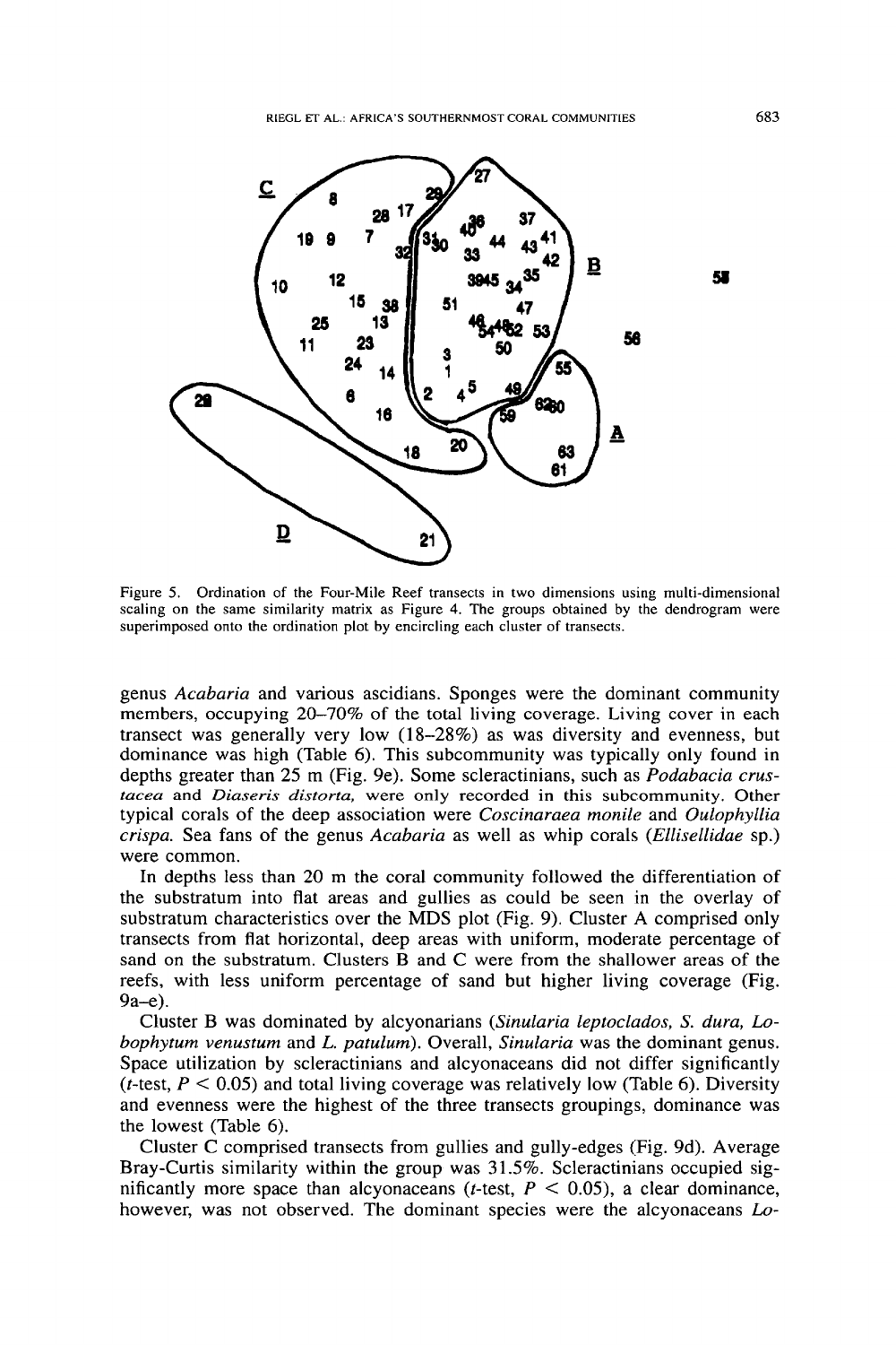Figure 5. Ordination of the Four-Mile Reef transects in two dimensions using multi-dimensional scaling on the same similarity matrix as Figure 4. The groups obtained by the dendrogram were superimposed onto the ordination plot by encircling each cluster of transects.

genus *Acabaria* and various ascidians. Sponges were the dominant community members, occupying 20–70% of the total living coverage. Living cover in each transect was generally very low (18–28%) as was diversity and evenness, but dominance was high (Table 6). This subcommunity was typically only found in depths greater than 25 m (Fig. 9e). Some scleractinians, such as *Podabacia crustacea* and *Diaseris distorta,* were only recorded in this subcommunity. Other typical corals of the deep association were *Coscinaraea monile* and *Oulophyllia crispa.* Sea fans of the genus *Acabaria* as well as whip corals (*Ellisellidae* sp.) were common.

In depths less than 20 m the coral community followed the differentiation of the substratum into flat areas and gullies as could be seen in the overlay of substratum characteristics over the MDS plot (Fig. 9). Cluster A comprised only transects from flat horizontal, deep areas with uniform, moderate percentage of sand on the substratum. Clusters B and C were from the shallower areas of the reefs, with less uniform percentage of sand but higher living coverage (Fig. 9a–e).

Cluster B was dominated by alcyonarians (*Sinularia leptoclados, S. dura, Lobophytum venustum* and *L. patulum*). Overall, *Sinularia* was the dominant genus. Space utilization by scleractinians and alcyonaceans did not differ significantly ($t$-test, $P < 0.05$) and total living coverage was relatively low (Table 6). Diversity and evenness were the highest of the three transects groupings, dominance was the lowest (Table 6).

Cluster C comprised transects from gullies and gully-edges (Fig. 9d). Average Bray-Curtis similarity within the group was 31.5%. Scleractinians occupied significantly more space than alcyonaceans ($t$-test, $P < 0.05$), a clear dominance, however, was not observed. The dominant species were the alcyonaceans *Lo-*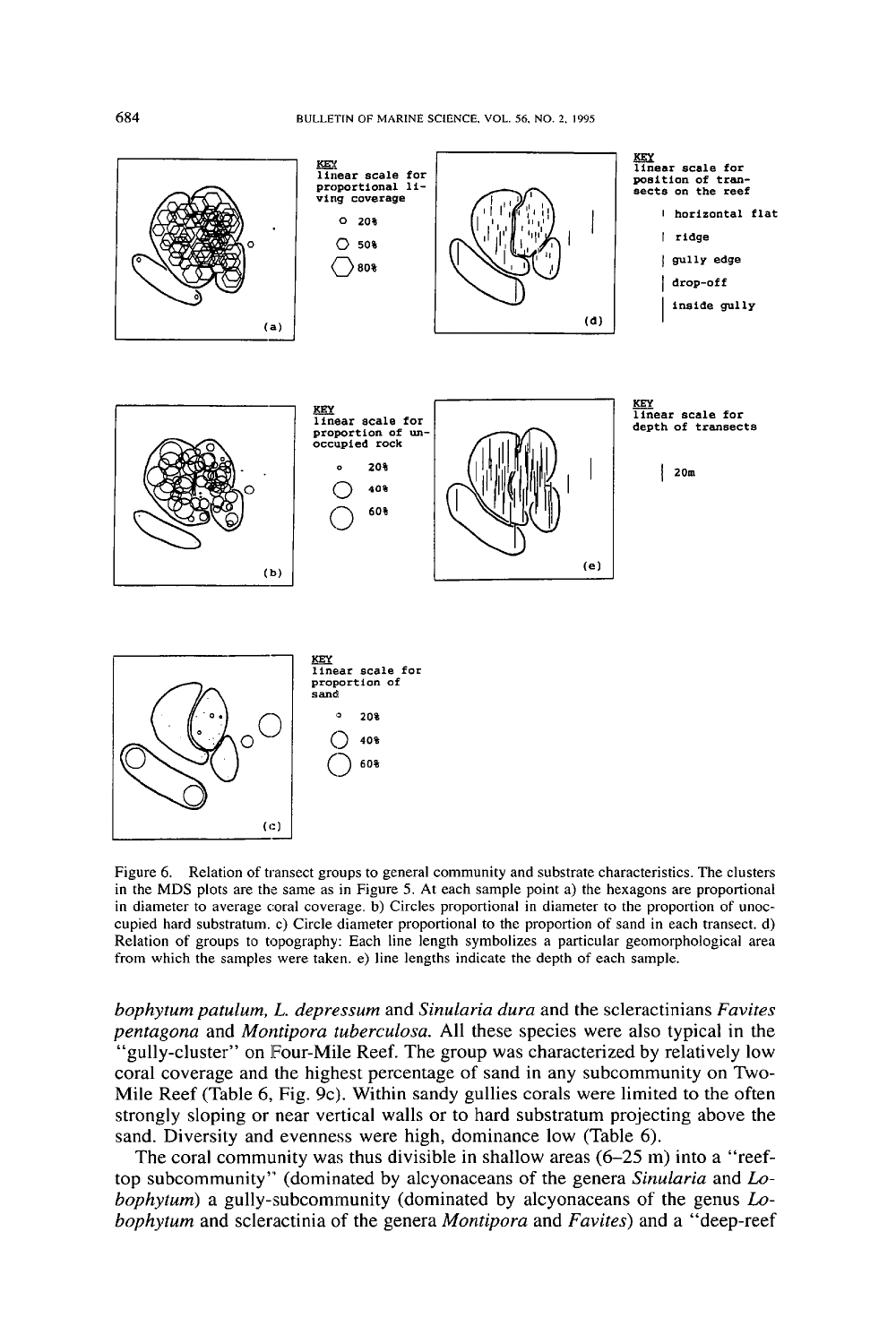KEY
linear scale for proportional living coverage

20%

50%

80%

(a)

KEY
linear scale for position of transects on the reef

horizontal flat

ridge

gully edge

drop-off

inside gully

(d)

KEY
linear scale for proportion of unoccupied rock

20%

40%

60%

(b)

KEY
linear scale for depth of transects

20m

(e)

KEY
linear scale for proportion of sand

20%

40%

60%

(c)

Figure 6. Relation of transect groups to general community and substrate characteristics. The clusters in the MDS plots are the same as in Figure 5. At each sample point a) the hexagons are proportional in diameter to average coral coverage. b) Circles proportional in diameter to the proportion of unoccupied hard substratum. c) Circle diameter proportional to the proportion of sand in each transect. d) Relation of groups to topography: Each line length symbolizes a particular geomorphological area from which the samples were taken. e) line lengths indicate the depth of each sample.

*bophytum patulum, L. depressum* and *Sinularia dura* and the scleractinians *Favites pentagona* and *Montipora tuberculosa.* All these species were also typical in the "gully-cluster" on Four-Mile Reef. The group was characterized by relatively low coral coverage and the highest percentage of sand in any subcommunity on Two-Mile Reef (Table 6, Fig. 9c). Within sandy gullies corals were limited to the often strongly sloping or near vertical walls or to hard substratum projecting above the sand. Diversity and evenness were high, dominance low (Table 6).

The coral community was thus divisible in shallow areas (6–25 m) into a "reef-top subcommunity" (dominated by alcyonaceans of the genera *Sinularia* and *Lobophytum*) a gully-subcommunity (dominated by alcyonaceans of the genus *Lobophytum* and scleractinia of the genera *Montipora* and *Favites*) and a "deep-reef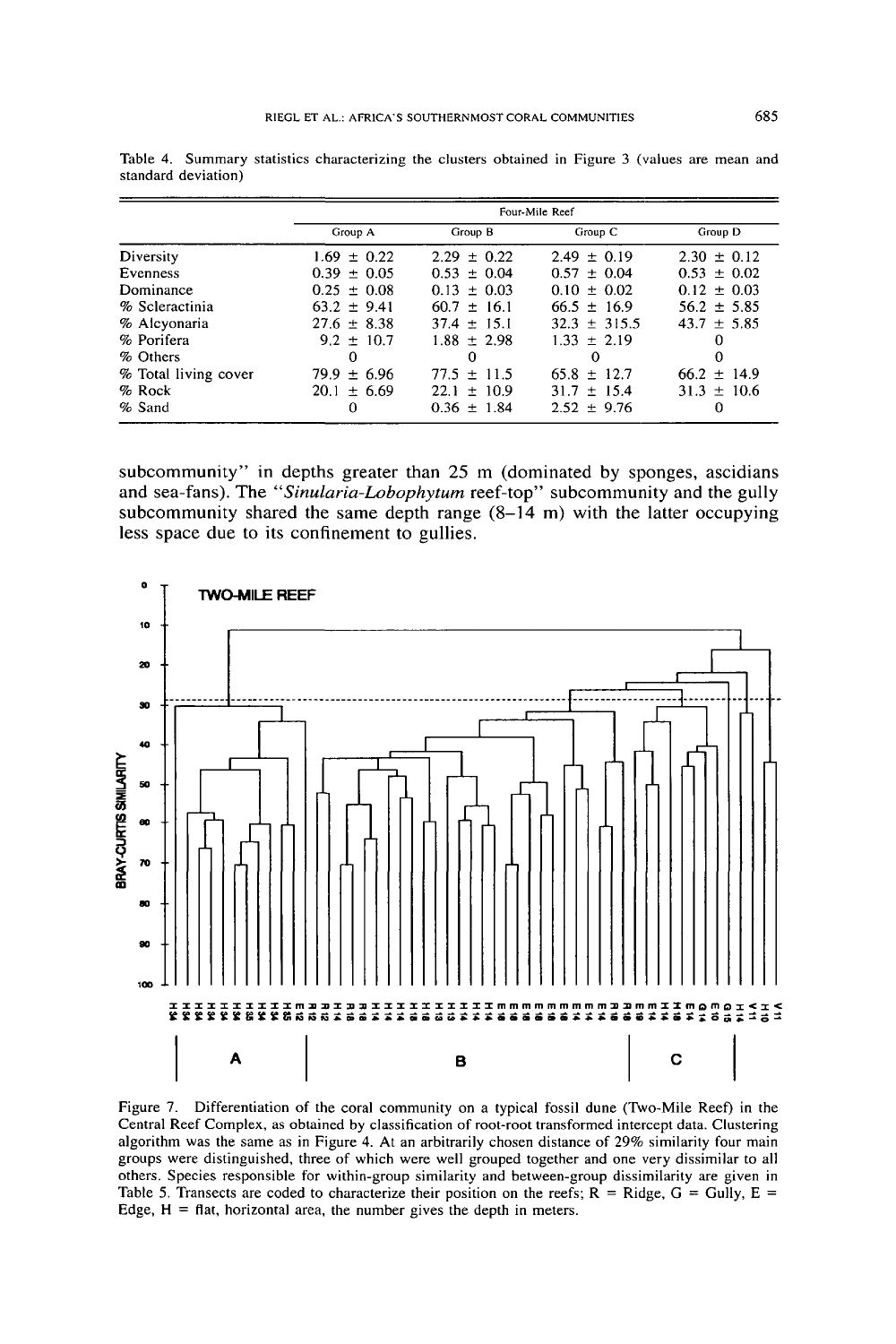Table 4. Summary statistics characterizing the clusters obtained in Figure 3 (values are mean and standard deviation)

| | Four-Mile Reef | | | |
|---|---|---|---|---|
| | Group A | Group B | Group C | Group D |
| Diversity | 1.69 ± 0.22 | 2.29 ± 0.22 | 2.49 ± 0.19 | 2.30 ± 0.12 |
| Evenness | 0.39 ± 0.05 | 0.53 ± 0.04 | 0.57 ± 0.04 | 0.53 ± 0.02 |
| Dominance | 0.25 ± 0.08 | 0.13 ± 0.03 | 0.10 ± 0.02 | 0.12 ± 0.03 |
| % Scleractinia | 63.2 ± 9.41 | 60.7 ± 16.1 | 66.5 ± 16.9 | 56.2 ± 5.85 |
| % Alcyonaria | 27.6 ± 8.38 | 37.4 ± 15.1 | 32.3 ± 315.5 | 43.7 ± 5.85 |
| % Porifera | 9.2 ± 10.7 | 1.88 ± 2.98 | 1.33 ± 2.19 | 0 |
| % Others | 0 | 0 | 0 | 0 |
| % Total living cover | 79.9 ± 6.96 | 77.5 ± 11.5 | 65.8 ± 12.7 | 66.2 ± 14.9 |
| % Rock | 20.1 ± 6.69 | 22.1 ± 10.9 | 31.7 ± 15.4 | 31.3 ± 10.6 |
| % Sand | 0 | 0.36 ± 1.84 | 2.52 ± 9.76 | 0 |

subcommunity" in depths greater than 25 m (dominated by sponges, ascidians and sea-fans). The "*Sinularia-Lobophytum* reef-top" subcommunity and the gully subcommunity shared the same depth range (8–14 m) with the latter occupying less space due to its confinement to gullies.

Figure 7. Differentiation of the coral community on a typical fossil dune (Two-Mile Reef) in the Central Reef Complex, as obtained by classification of root-root transformed intercept data. Clustering algorithm was the same as in Figure 4. At an arbitrarily chosen distance of 29% similarity four main groups were distinguished, three of which were well grouped together and one very dissimilar to all others. Species responsible for within-group similarity and between-group dissimilarity are given in Table 5. Transects are coded to characterize their position on the reefs; R = Ridge, G = Gully, E = Edge, H = flat, horizontal area, the number gives the depth in meters.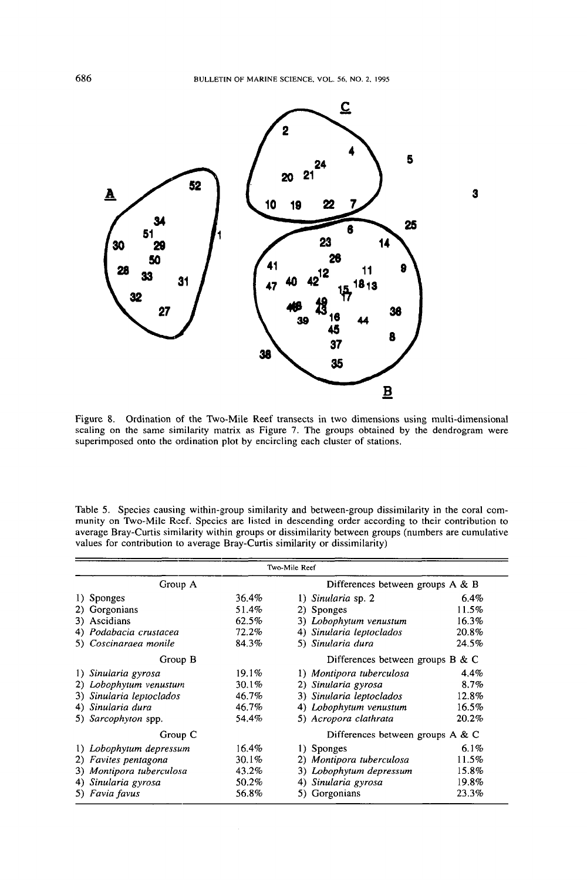Figure 8. Ordination of the Two-Mile Reef transects in two dimensions using multi-dimensional scaling on the same similarity matrix as Figure 7. The groups obtained by the dendrogram were superimposed onto the ordination plot by encircling each cluster of stations.

Table 5. Species causing within-group similarity and between-group dissimilarity in the coral community on Two-Mile Reef. Species are listed in descending order according to their contribution to average Bray-Curtis similarity within groups or dissimilarity between groups (numbers are cumulative values for contribution to average Bray-Curtis similarity or dissimilarity)

| Two-Mile Reef | | | |
|---|---|---|---|
| Group A | | Differences between groups A & B | |
| 1) Sponges | 36.4% | 1) *Sinularia* sp. 2 | 6.4% |
| 2) Gorgonians | 51.4% | 2) Sponges | 11.5% |
| 3) Ascidians | 62.5% | 3) *Lobophytum venustum* | 16.3% |
| 4) *Podabacia crustacea* | 72.2% | 4) *Sinularia leptoclados* | 20.8% |
| 5) *Coscinaraea monile* | 84.3% | 5) *Sinularia dura* | 24.5% |
| Group B | | Differences between groups B & C | |
| 1) *Sinularia gyrosa* | 19.1% | 1) *Montipora tuberculosa* | 4.4% |
| 2) *Lobophytum venustum* | 30.1% | 2) *Sinularia gyrosa* | 8.7% |
| 3) *Sinularia leptoclados* | 46.7% | 3) *Sinularia leptoclados* | 12.8% |
| 4) *Sinularia dura* | 46.7% | 4) *Lobophytum venustum* | 16.5% |
| 5) *Sarcophyton* spp. | 54.4% | 5) *Acropora clathrata* | 20.2% |
| Group C | | Differences between groups A & C | |
| 1) *Lobophytum depressum* | 16.4% | 1) Sponges | 6.1% |
| 2) *Favites pentagona* | 30.1% | 2) *Montipora tuberculosa* | 11.5% |
| 3) *Montipora tuberculosa* | 43.2% | 3) *Lobophytum depressum* | 15.8% |
| 4) *Sinularia gyrosa* | 50.2% | 4) *Sinularia gyrosa* | 19.8% |
| 5) *Favia favus* | 56.8% | 5) Gorgonians | 23.3% |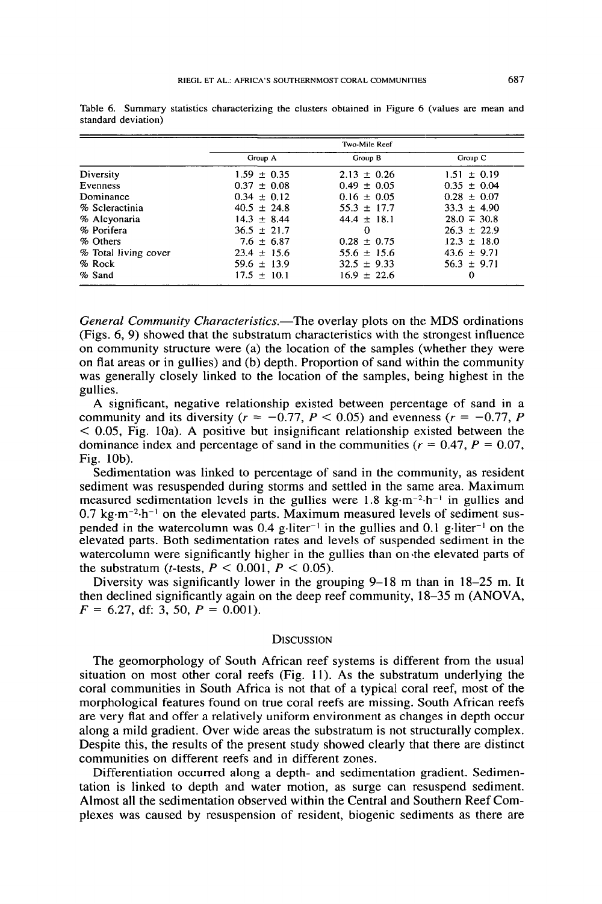Table 6. Summary statistics characterizing the clusters obtained in Figure 6 (values are mean and standard deviation)

| | Two-Mile Reef | | |
|---|---|---|---|
| | Group A | Group B | Group C |
| Diversity | 1.59 ± 0.35 | 2.13 ± 0.26 | 1.51 ± 0.19 |
| Evenness | 0.37 ± 0.08 | 0.49 ± 0.05 | 0.35 ± 0.04 |
| Dominance | 0.34 ± 0.12 | 0.16 ± 0.05 | 0.28 ± 0.07 |
| % Scleractinia | 40.5 ± 24.8 | 55.3 ± 17.7 | 33.3 ± 4.90 |
| % Alcyonaria | 14.3 ± 8.44 | 44.4 ± 18.1 | 28.0 ∓ 30.8 |
| % Porifera | 36.5 ± 21.7 | 0 | 26.3 ± 22.9 |
| % Others | 7.6 ± 6.87 | 0.28 ± 0.75 | 12.3 ± 18.0 |
| % Total living cover | 23.4 ± 15.6 | 55.6 ± 15.6 | 43.6 ± 9.71 |
| % Rock | 59.6 ± 13.9 | 32.5 ± 9.33 | 56.3 ± 9.71 |
| % Sand | 17.5 ± 10.1 | 16.9 ± 22.6 | 0 |

*General Community Characteristics.*—The overlay plots on the MDS ordinations (Figs. 6, 9) showed that the substratum characteristics with the strongest influence on community structure were (a) the location of the samples (whether they were on flat areas or in gullies) and (b) depth. Proportion of sand within the community was generally closely linked to the location of the samples, being highest in the gullies.

A significant, negative relationship existed between percentage of sand in a community and its diversity ($r = -0.77$, $P < 0.05$) and evenness ($r = -0.77$, $P < 0.05$, Fig. 10a). A positive but insignificant relationship existed between the dominance index and percentage of sand in the communities ($r = 0.47$, $P = 0.07$, Fig. 10b).

Sedimentation was linked to percentage of sand in the community, as resident sediment was resuspended during storms and settled in the same area. Maximum measured sedimentation levels in the gullies were 1.8 $kg \cdot m^{-2} \cdot h^{-1}$ in gullies and 0.7 $kg \cdot m^{-2} \cdot h^{-1}$ on the elevated parts. Maximum measured levels of sediment suspended in the watercolumn was 0.4 $g \cdot liter^{-1}$ in the gullies and 0.1 $g \cdot liter^{-1}$ on the elevated parts. Both sedimentation rates and levels of suspended sediment in the watercolumn were significantly higher in the gullies than on the elevated parts of the substratum (*t*-tests, $P < 0.001$, $P < 0.05$).

Diversity was significantly lower in the grouping 9–18 m than in 18–25 m. It then declined significantly again on the deep reef community, 18–35 m (ANOVA, $F = 6.27$, df: 3, 50, $P = 0.001$).

## Discussion

The geomorphology of South African reef systems is different from the usual situation on most other coral reefs (Fig. 11). As the substratum underlying the coral communities in South Africa is not that of a typical coral reef, most of the morphological features found on true coral reefs are missing. South African reefs are very flat and offer a relatively uniform environment as changes in depth occur along a mild gradient. Over wide areas the substratum is not structurally complex. Despite this, the results of the present study showed clearly that there are distinct communities on different reefs and in different zones.

Differentiation occurred along a depth- and sedimentation gradient. Sedimentation is linked to depth and water motion, as surge can resuspend sediment. Almost all the sedimentation observed within the Central and Southern Reef Complexes was caused by resuspension of resident, biogenic sediments as there are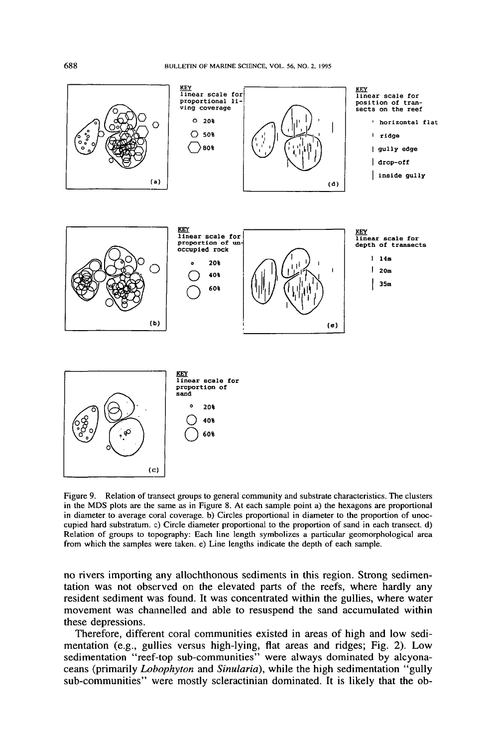KEY
linear scale for proportional living coverage

20%
50%
80%

KEY
linear scale for position of transects on the reef

horizontal flat
ridge
gully edge
drop-off
inside gully

(a)

(d)

KEY
linear scale for proportion of unoccupied rock

20%
40%
60%

KEY
linear scale for depth of transects

14m
20m
35m

(b)

(e)

KEY
linear scale for proportion of sand

20%
40%
60%

(c)

Figure 9. Relation of transect groups to general community and substrate characteristics. The clusters in the MDS plots are the same as in Figure 8. At each sample point a) the hexagons are proportional in diameter to average coral coverage. b) Circles proportional in diameter to the proportion of unoccupied hard substratum. c) Circle diameter proportional to the proportion of sand in each transect. d) Relation of groups to topography: Each line length symbolizes a particular geomorphological area from which the samples were taken. e) Line lengths indicate the depth of each sample.

no rivers importing any allochthonous sediments in this region. Strong sedimentation was not observed on the elevated parts of the reefs, where hardly any resident sediment was found. It was concentrated within the gullies, where water movement was channelled and able to resuspend the sand accumulated within these depressions.

Therefore, different coral communities existed in areas of high and low sedimentation (e.g., gullies versus high-lying, flat areas and ridges; Fig. 2). Low sedimentation "reef-top sub-communities" were always dominated by alcyonaceans (primarily *Lobophyton* and *Sinularia*), while the high sedimentation "gully sub-communities" were mostly scleractinian dominated. It is likely that the ob-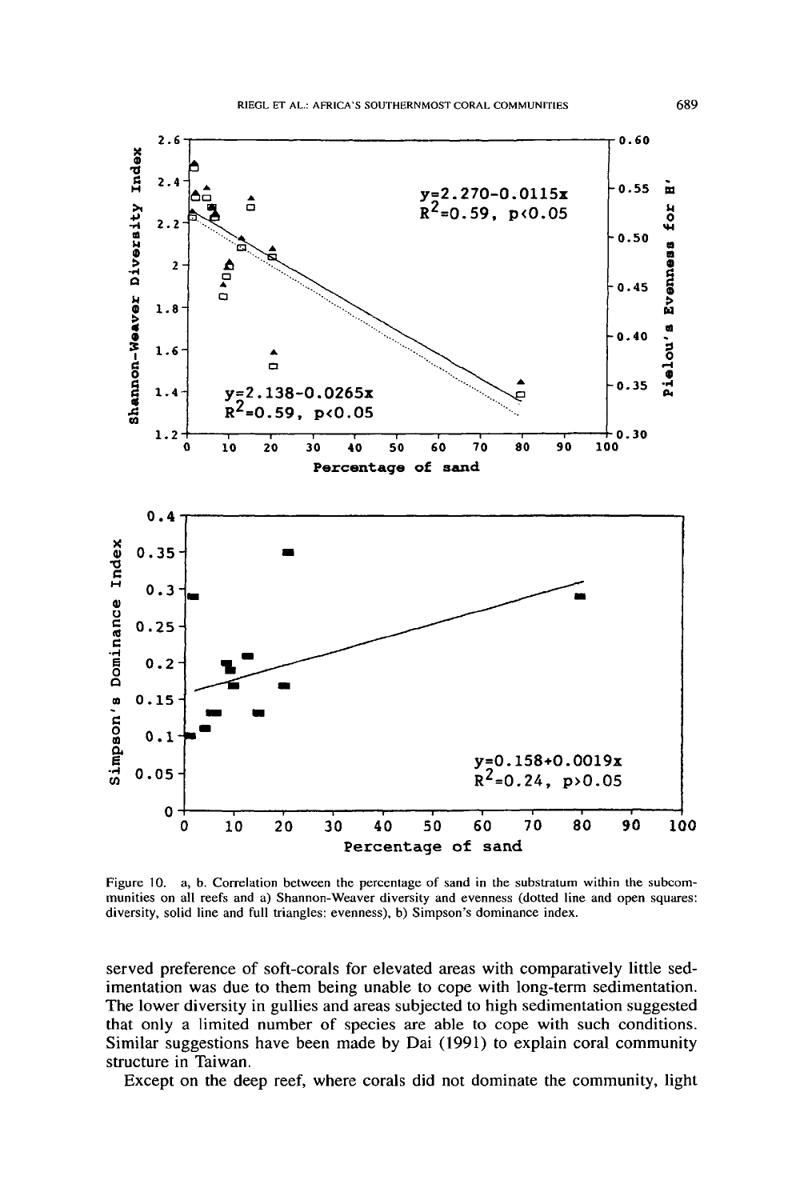Figure 10. a, b. Correlation between the percentage of sand in the substratum within the subcommunities on all reefs and a) Shannon-Weaver diversity and evenness (dotted line and open squares: diversity, solid line and full triangles: evenness), b) Simpson's dominance index.

served preference of soft-corals for elevated areas with comparatively little sedimentation was due to them being unable to cope with long-term sedimentation. The lower diversity in gullies and areas subjected to high sedimentation suggested that only a limited number of species are able to cope with such conditions. Similar suggestions have been made by Dai (1991) to explain coral community structure in Taiwan.

Except on the deep reef, where corals did not dominate the community, light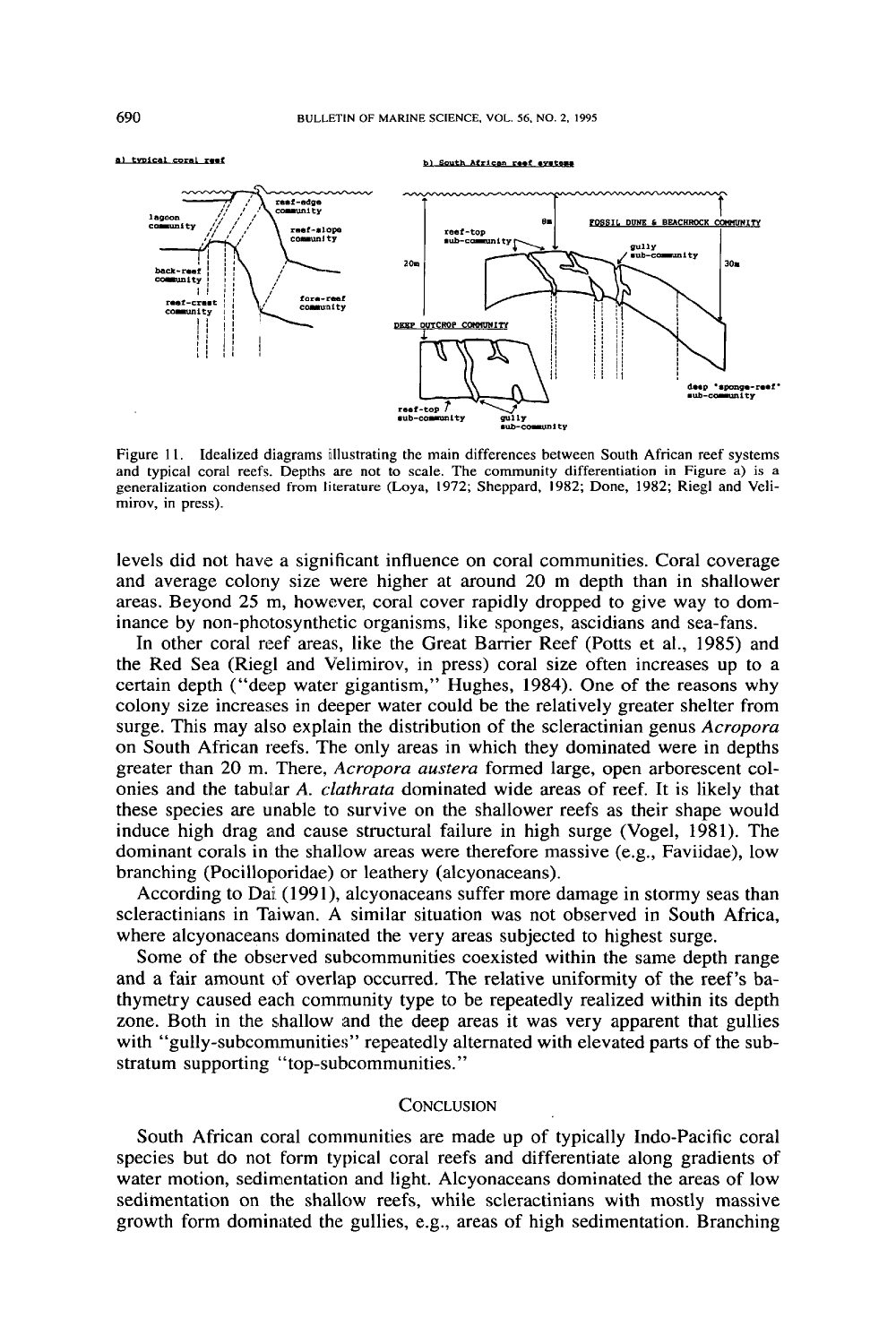Figure 11. Idealized diagrams illustrating the main differences between South African reef systems and typical coral reefs. Depths are not to scale. The community differentiation in Figure a) is a generalization condensed from literature (Loya, 1972; Sheppard, 1982; Done, 1982; Riegl and Velimirov, in press).

levels did not have a significant influence on coral communities. Coral coverage and average colony size were higher at around 20 m depth than in shallower areas. Beyond 25 m, however, coral cover rapidly dropped to give way to dominance by non-photosynthetic organisms, like sponges, ascidians and sea-fans.

In other coral reef areas, like the Great Barrier Reef (Potts et al., 1985) and the Red Sea (Riegl and Velimirov, in press) coral size often increases up to a certain depth ("deep water gigantism," Hughes, 1984). One of the reasons why colony size increases in deeper water could be the relatively greater shelter from surge. This may also explain the distribution of the scleractinian genus *Acropora* on South African reefs. The only areas in which they dominated were in depths greater than 20 m. There, *Acropora austera* formed large, open arborescent colonies and the tabular *A. clathrata* dominated wide areas of reef. It is likely that these species are unable to survive on the shallower reefs as their shape would induce high drag and cause structural failure in high surge (Vogel, 1981). The dominant corals in the shallow areas were therefore massive (e.g., Faviidae), low branching (Pocilloporidae) or leathery (alcyonaceans).

According to Dai (1991), alcyonaceans suffer more damage in stormy seas than scleractinians in Taiwan. A similar situation was not observed in South Africa, where alcyonaceans dominated the very areas subjected to highest surge.

Some of the observed subcommunities coexisted within the same depth range and a fair amount of overlap occurred. The relative uniformity of the reef's bathymetry caused each community type to be repeatedly realized within its depth zone. Both in the shallow and the deep areas it was very apparent that gullies with "gully-subcommunities" repeatedly alternated with elevated parts of the substratum supporting "top-subcommunities."

## Conclusion

South African coral communities are made up of typically Indo-Pacific coral species but do not form typical coral reefs and differentiate along gradients of water motion, sedimentation and light. Alcyonaceans dominated the areas of low sedimentation on the shallow reefs, while scleractinians with mostly massive growth form dominated the gullies, e.g., areas of high sedimentation. Branching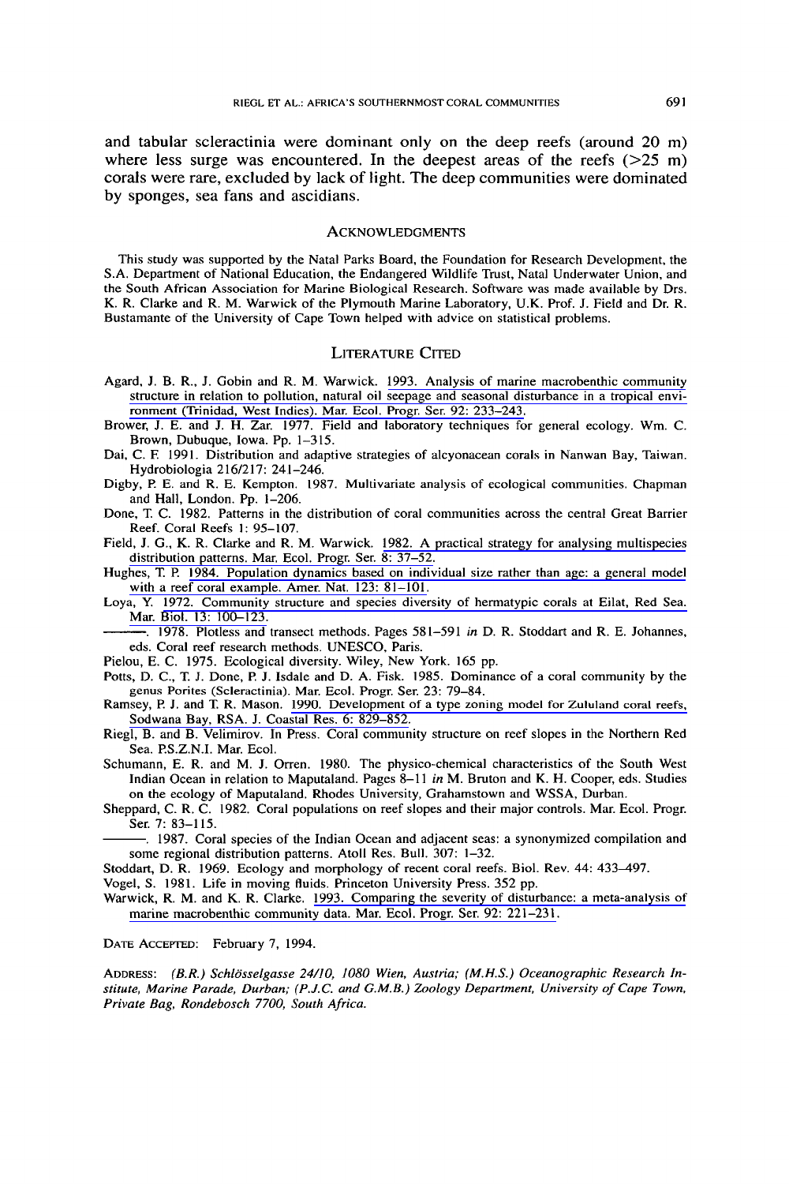and tabular scleractinia were dominant only on the deep reefs (around 20 m) where less surge was encountered. In the deepest areas of the reefs (>25 m) corals were rare, excluded by lack of light. The deep communities were dominated by sponges, sea fans and ascidians.

## Acknowledgments

This study was supported by the Natal Parks Board, the Foundation for Research Development, the S.A. Department of National Education, the Endangered Wildlife Trust, Natal Underwater Union, and the South African Association for Marine Biological Research. Software was made available by Drs. K. R. Clarke and R. M. Warwick of the Plymouth Marine Laboratory, U.K. Prof. J. Field and Dr. R. Bustamante of the University of Cape Town helped with advice on statistical problems.

## Literature Cited

Agard, J. B. R., J. Gobin and R. M. Warwick. 1993. Analysis of marine macrobenthic community structure in relation to pollution, natural oil seepage and seasonal disturbance in a tropical environment (Trinidad, West Indies). Mar. Ecol. Progr. Ser. 92: 233–243.

Brower, J. E. and J. H. Zar. 1977. Field and laboratory techniques for general ecology. Wm. C. Brown, Dubuque, Iowa. Pp. 1–315.

Dai, C. F. 1991. Distribution and adaptive strategies of alcyonacean corals in Nanwan Bay, Taiwan. Hydrobiologia 216/217: 241–246.

Digby, P. E. and R. E. Kempton. 1987. Multivariate analysis of ecological communities. Chapman and Hall, London. Pp. 1–206.

Done, T. C. 1982. Patterns in the distribution of coral communities across the central Great Barrier Reef. Coral Reefs 1: 95–107.

Field, J. G., K. R. Clarke and R. M. Warwick. 1982. A practical strategy for analysing multispecies distribution patterns. Mar. Ecol. Progr. Ser. 8: 37–52.

Hughes, T. P. 1984. Population dynamics based on individual size rather than age: a general model with a reef coral example. Amer. Nat. 123: 81–101.

Loya, Y. 1972. Community structure and species diversity of hermatypic corals at Eilat, Red Sea. Mar. Biol. 13: 100–123.

———. 1978. Plotless and transect methods. Pages 581–591 *in* D. R. Stoddart and R. E. Johannes, eds. Coral reef research methods. UNESCO, Paris.

Pielou, E. C. 1975. Ecological diversity. Wiley, New York. 165 pp.

Potts, D. C., T. J. Done, P. J. Isdale and D. A. Fisk. 1985. Dominance of a coral community by the genus Porites (Scleractinia). Mar. Ecol. Progr. Ser. 23: 79–84.

Ramsey, P. J. and T. R. Mason. 1990. Development of a type zoning model for Zululand coral reefs, Sodwana Bay, RSA. J. Coastal Res. 6: 829–852.

Riegl, B. and B. Velimirov. In Press. Coral community structure on reef slopes in the Northern Red Sea. P.S.Z.N.I. Mar. Ecol.

Schumann, E. R. and M. J. Orren. 1980. The physico-chemical characteristics of the South West Indian Ocean in relation to Maputaland. Pages 8–11 *in* M. Bruton and K. H. Cooper, eds. Studies on the ecology of Maputaland. Rhodes University, Grahamstown and WSSA, Durban.

Sheppard, C. R. C. 1982. Coral populations on reef slopes and their major controls. Mar. Ecol. Progr. Ser. 7: 83–115.

———. 1987. Coral species of the Indian Ocean and adjacent seas: a synonymized compilation and some regional distribution patterns. Atoll Res. Bull. 307: 1–32.

Stoddart, D. R. 1969. Ecology and morphology of recent coral reefs. Biol. Rev. 44: 433–497.

Vogel, S. 1981. Life in moving fluids. Princeton University Press. 352 pp.

Warwick, R. M. and K. R. Clarke. 1993. Comparing the severity of disturbance: a meta-analysis of marine macrobenthic community data. Mar. Ecol. Progr. Ser. 92: 221–231.

Date Accepted: February 7, 1994.

Address: *(B.R.) Schlösselgasse 24/10, 1080 Wien, Austria; (M.H.S.) Oceanographic Research Institute, Marine Parade, Durban; (P.J.C. and G.M.B.) Zoology Department, University of Cape Town, Private Bag, Rondebosch 7700, South Africa.*